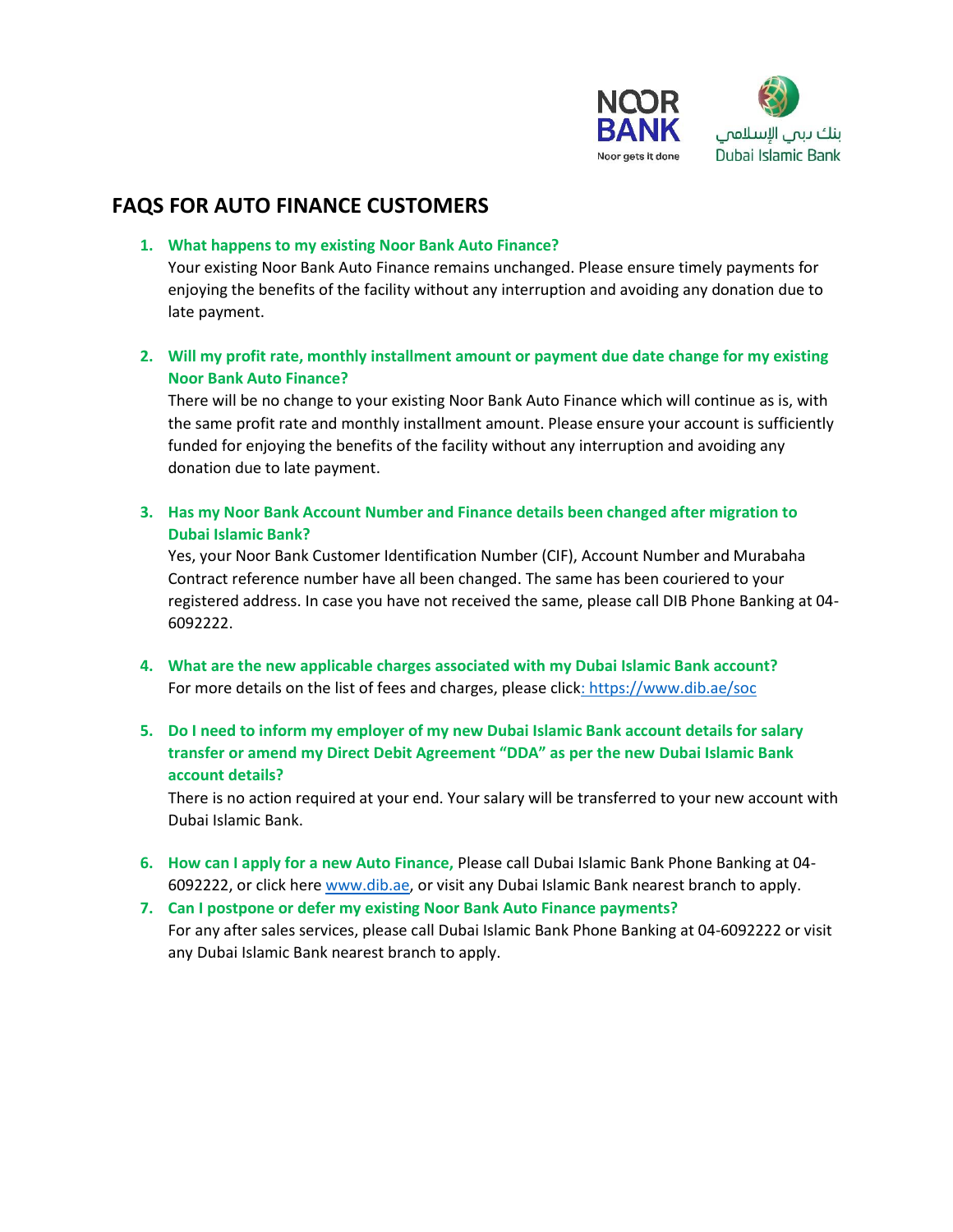NOOR BANK
Noor gets it done

بنك دبي الإسلامي
Dubai Islamic Bank

## FAQS FOR AUTO FINANCE CUSTOMERS

1. **What happens to my existing Noor Bank Auto Finance?**
   Your existing Noor Bank Auto Finance remains unchanged. Please ensure timely payments for enjoying the benefits of the facility without any interruption and avoiding any donation due to late payment.

2. **Will my profit rate, monthly installment amount or payment due date change for my existing Noor Bank Auto Finance?**
   There will be no change to your existing Noor Bank Auto Finance which will continue as is, with the same profit rate and monthly installment amount. Please ensure your account is sufficiently funded for enjoying the benefits of the facility without any interruption and avoiding any donation due to late payment.

3. **Has my Noor Bank Account Number and Finance details been changed after migration to Dubai Islamic Bank?**
   Yes, your Noor Bank Customer Identification Number (CIF), Account Number and Murabaha Contract reference number have all been changed. The same has been couriered to your registered address. In case you have not received the same, please call DIB Phone Banking at 04-6092222.

4. **What are the new applicable charges associated with my Dubai Islamic Bank account?**
   For more details on the list of fees and charges, please click: https://www.dib.ae/soc

5. **Do I need to inform my employer of my new Dubai Islamic Bank account details for salary transfer or amend my Direct Debit Agreement "DDA" as per the new Dubai Islamic Bank account details?**
   There is no action required at your end. Your salary will be transferred to your new account with Dubai Islamic Bank.

6. **How can I apply for a new Auto Finance,** Please call Dubai Islamic Bank Phone Banking at 04-6092222, or click here www.dib.ae, or visit any Dubai Islamic Bank nearest branch to apply.

7. **Can I postpone or defer my existing Noor Bank Auto Finance payments?**
   For any after sales services, please call Dubai Islamic Bank Phone Banking at 04-6092222 or visit any Dubai Islamic Bank nearest branch to apply.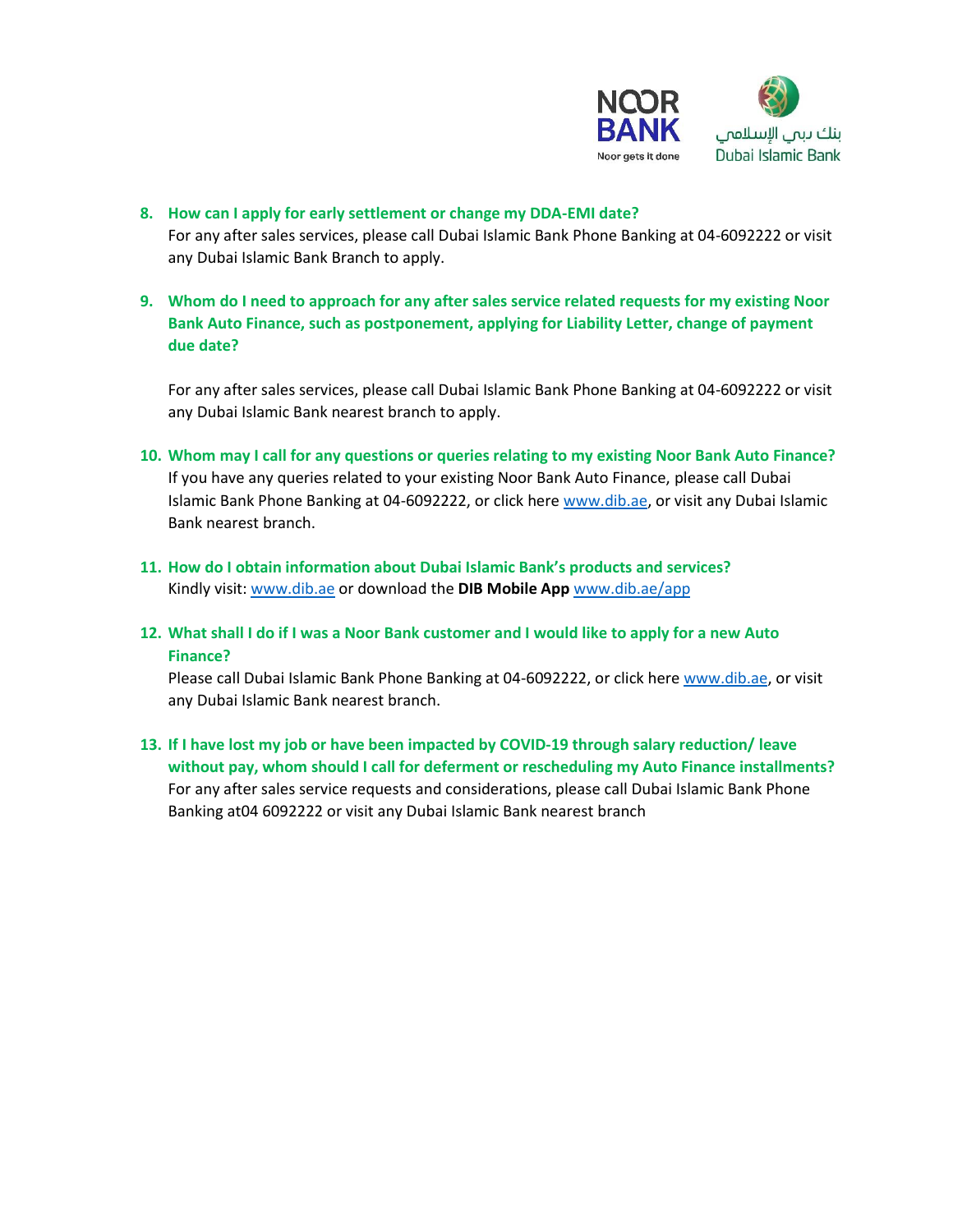8. **How can I apply for early settlement or change my DDA-EMI date?**
   For any after sales services, please call Dubai Islamic Bank Phone Banking at 04-6092222 or visit any Dubai Islamic Bank Branch to apply.

9. **Whom do I need to approach for any after sales service related requests for my existing Noor Bank Auto Finance, such as postponement, applying for Liability Letter, change of payment due date?**

   For any after sales services, please call Dubai Islamic Bank Phone Banking at 04-6092222 or visit any Dubai Islamic Bank nearest branch to apply.

10. **Whom may I call for any questions or queries relating to my existing Noor Bank Auto Finance?**
    If you have any queries related to your existing Noor Bank Auto Finance, please call Dubai Islamic Bank Phone Banking at 04-6092222, or click here [www.dib.ae](http://www.dib.ae), or visit any Dubai Islamic Bank nearest branch.

11. **How do I obtain information about Dubai Islamic Bank's products and services?**
    Kindly visit: [www.dib.ae](http://www.dib.ae) or download the **DIB Mobile App** [www.dib.ae/app](http://www.dib.ae/app)

12. **What shall I do if I was a Noor Bank customer and I would like to apply for a new Auto Finance?**
    Please call Dubai Islamic Bank Phone Banking at 04-6092222, or click here [www.dib.ae](http://www.dib.ae), or visit any Dubai Islamic Bank nearest branch.

13. **If I have lost my job or have been impacted by COVID-19 through salary reduction/ leave without pay, whom should I call for deferment or rescheduling my Auto Finance installments?**
    For any after sales service requests and considerations, please call Dubai Islamic Bank Phone Banking at04 6092222 or visit any Dubai Islamic Bank nearest branch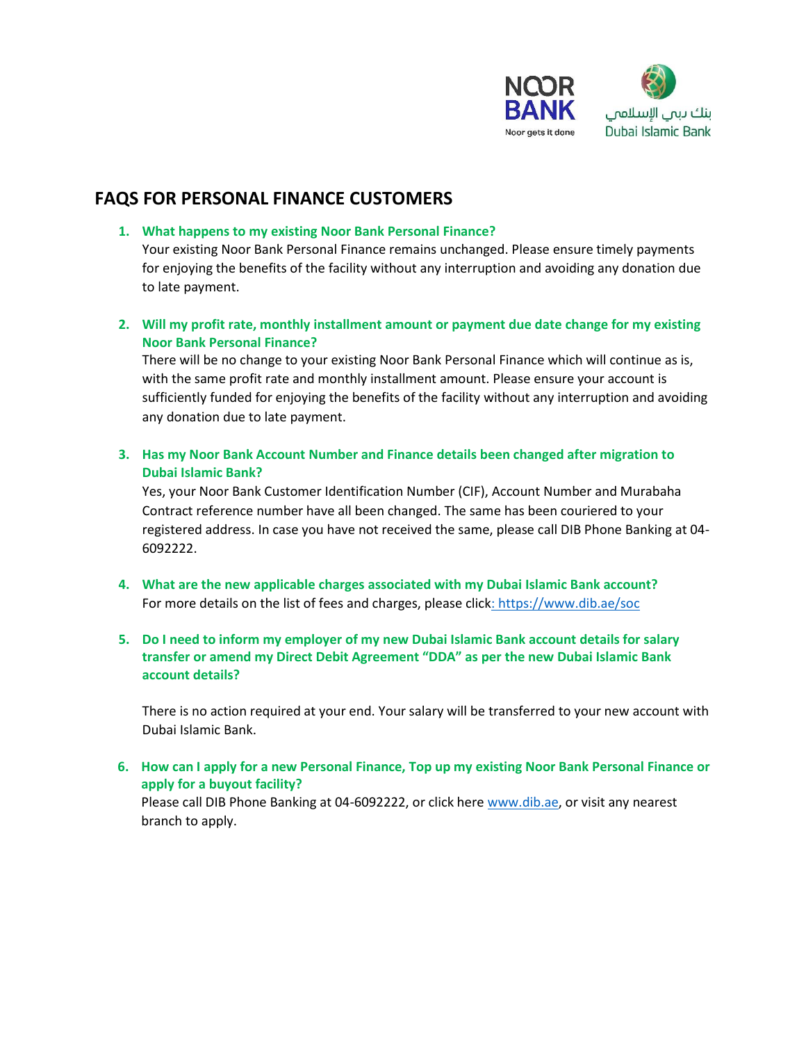# FAQS FOR PERSONAL FINANCE CUSTOMERS

1. **What happens to my existing Noor Bank Personal Finance?**
   Your existing Noor Bank Personal Finance remains unchanged. Please ensure timely payments for enjoying the benefits of the facility without any interruption and avoiding any donation due to late payment.

2. **Will my profit rate, monthly installment amount or payment due date change for my existing Noor Bank Personal Finance?**
   There will be no change to your existing Noor Bank Personal Finance which will continue as is, with the same profit rate and monthly installment amount. Please ensure your account is sufficiently funded for enjoying the benefits of the facility without any interruption and avoiding any donation due to late payment.

3. **Has my Noor Bank Account Number and Finance details been changed after migration to Dubai Islamic Bank?**
   Yes, your Noor Bank Customer Identification Number (CIF), Account Number and Murabaha Contract reference number have all been changed. The same has been couriered to your registered address. In case you have not received the same, please call DIB Phone Banking at 04-6092222.

4. **What are the new applicable charges associated with my Dubai Islamic Bank account?**
   For more details on the list of fees and charges, please click: https://www.dib.ae/soc

5. **Do I need to inform my employer of my new Dubai Islamic Bank account details for salary transfer or amend my Direct Debit Agreement "DDA" as per the new Dubai Islamic Bank account details?**

   There is no action required at your end. Your salary will be transferred to your new account with Dubai Islamic Bank.

6. **How can I apply for a new Personal Finance, Top up my existing Noor Bank Personal Finance or apply for a buyout facility?**
   Please call DIB Phone Banking at 04-6092222, or click here www.dib.ae, or visit any nearest branch to apply.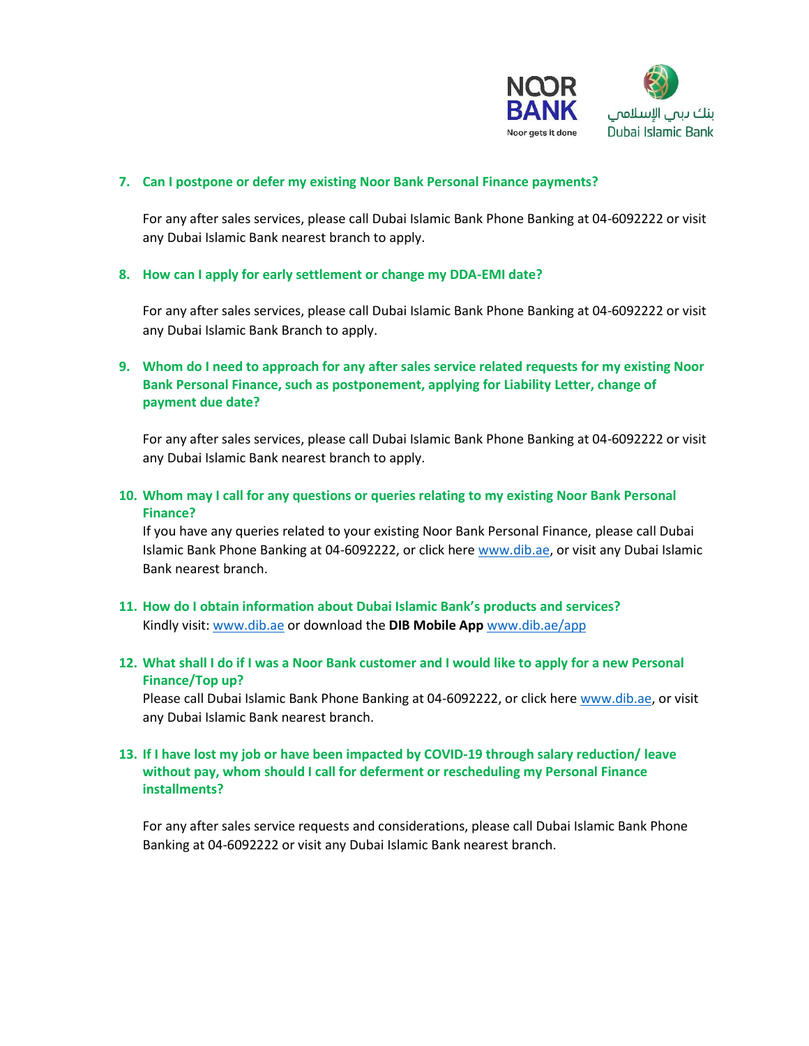7. **Can I postpone or defer my existing Noor Bank Personal Finance payments?**

   For any after sales services, please call Dubai Islamic Bank Phone Banking at 04-6092222 or visit any Dubai Islamic Bank nearest branch to apply.

8. **How can I apply for early settlement or change my DDA-EMI date?**

   For any after sales services, please call Dubai Islamic Bank Phone Banking at 04-6092222 or visit any Dubai Islamic Bank Branch to apply.

9. **Whom do I need to approach for any after sales service related requests for my existing Noor Bank Personal Finance, such as postponement, applying for Liability Letter, change of payment due date?**

   For any after sales services, please call Dubai Islamic Bank Phone Banking at 04-6092222 or visit any Dubai Islamic Bank nearest branch to apply.

10. **Whom may I call for any questions or queries relating to my existing Noor Bank Personal Finance?**
    If you have any queries related to your existing Noor Bank Personal Finance, please call Dubai Islamic Bank Phone Banking at 04-6092222, or click here [www.dib.ae](www.dib.ae), or visit any Dubai Islamic Bank nearest branch.

11. **How do I obtain information about Dubai Islamic Bank's products and services?**
    Kindly visit: [www.dib.ae](www.dib.ae) or download the **DIB Mobile App** [www.dib.ae/app](www.dib.ae/app)

12. **What shall I do if I was a Noor Bank customer and I would like to apply for a new Personal Finance/Top up?**
    Please call Dubai Islamic Bank Phone Banking at 04-6092222, or click here [www.dib.ae](www.dib.ae), or visit any Dubai Islamic Bank nearest branch.

13. **If I have lost my job or have been impacted by COVID-19 through salary reduction/ leave without pay, whom should I call for deferment or rescheduling my Personal Finance installments?**

    For any after sales service requests and considerations, please call Dubai Islamic Bank Phone Banking at 04-6092222 or visit any Dubai Islamic Bank nearest branch.